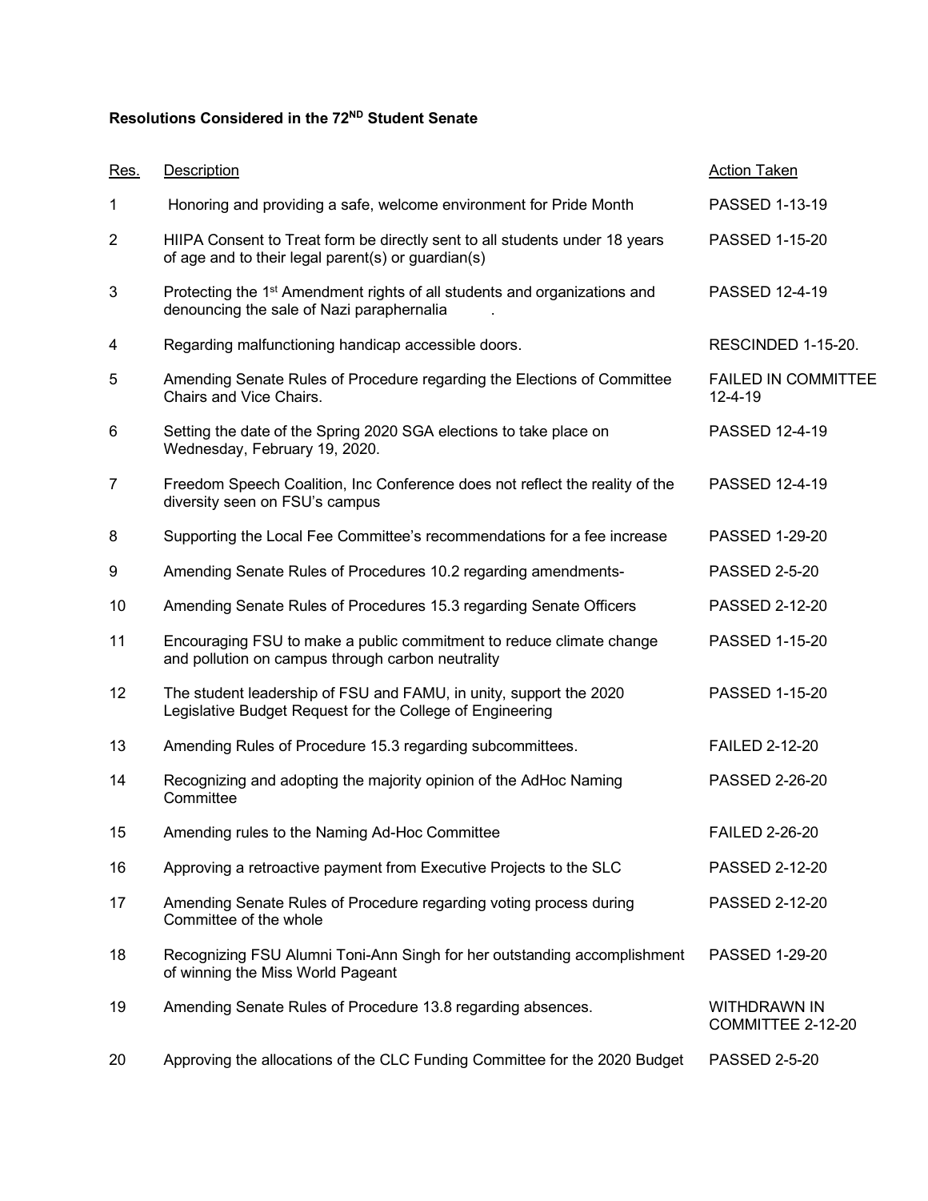**Resolutions Considered in the 72ND Student Senate**

| Res. | Description | Action Taken |
|---|---|---|
| 1 | Honoring and providing a safe, welcome environment for Pride Month | PASSED 1-13-19 |
| 2 | HIIPA Consent to Treat form be directly sent to all students under 18 years of age and to their legal parent(s) or guardian(s) | PASSED 1-15-20 |
| 3 | Protecting the 1st Amendment rights of all students and organizations and denouncing the sale of Nazi paraphernalia . | PASSED 12-4-19 |
| 4 | Regarding malfunctioning handicap accessible doors. | RESCINDED 1-15-20. |
| 5 | Amending Senate Rules of Procedure regarding the Elections of Committee Chairs and Vice Chairs. | FAILED IN COMMITTEE 12-4-19 |
| 6 | Setting the date of the Spring 2020 SGA elections to take place on Wednesday, February 19, 2020. | PASSED 12-4-19 |
| 7 | Freedom Speech Coalition, Inc Conference does not reflect the reality of the diversity seen on FSU's campus | PASSED 12-4-19 |
| 8 | Supporting the Local Fee Committee's recommendations for a fee increase | PASSED 1-29-20 |
| 9 | Amending Senate Rules of Procedures 10.2 regarding amendments- | PASSED 2-5-20 |
| 10 | Amending Senate Rules of Procedures 15.3 regarding Senate Officers | PASSED 2-12-20 |
| 11 | Encouraging FSU to make a public commitment to reduce climate change and pollution on campus through carbon neutrality | PASSED 1-15-20 |
| 12 | The student leadership of FSU and FAMU, in unity, support the 2020 Legislative Budget Request for the College of Engineering | PASSED 1-15-20 |
| 13 | Amending Rules of Procedure 15.3 regarding subcommittees. | FAILED 2-12-20 |
| 14 | Recognizing and adopting the majority opinion of the AdHoc Naming Committee | PASSED 2-26-20 |
| 15 | Amending rules to the Naming Ad-Hoc Committee | FAILED 2-26-20 |
| 16 | Approving a retroactive payment from Executive Projects to the SLC | PASSED 2-12-20 |
| 17 | Amending Senate Rules of Procedure regarding voting process during Committee of the whole | PASSED 2-12-20 |
| 18 | Recognizing FSU Alumni Toni-Ann Singh for her outstanding accomplishment of winning the Miss World Pageant | PASSED 1-29-20 |
| 19 | Amending Senate Rules of Procedure 13.8 regarding absences. | WITHDRAWN IN COMMITTEE 2-12-20 |
| 20 | Approving the allocations of the CLC Funding Committee for the 2020 Budget | PASSED 2-5-20 |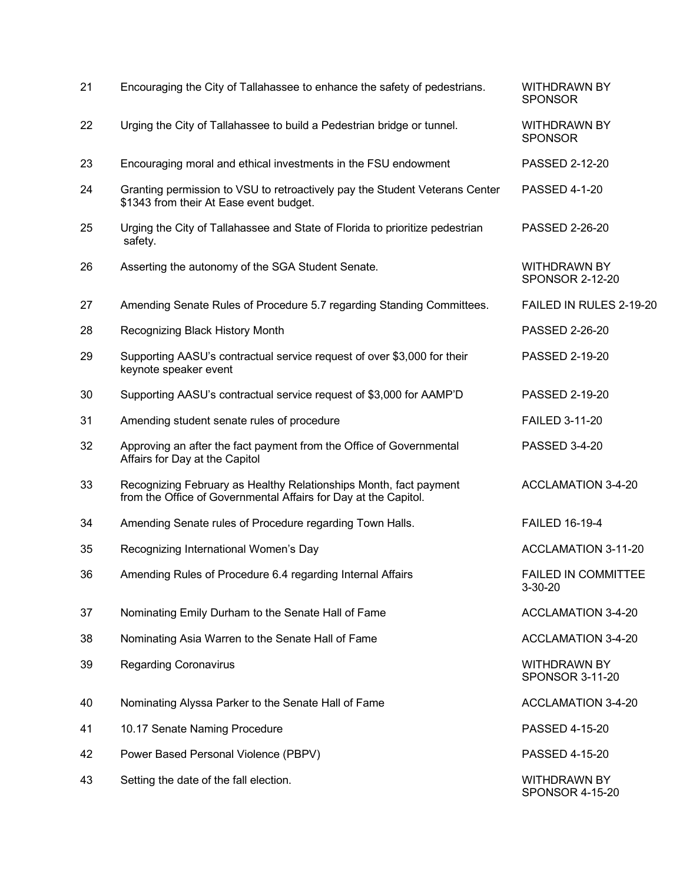| | | |
|---|---|---|
| 21 | Encouraging the City of Tallahassee to enhance the safety of pedestrians. | WITHDRAWN BY SPONSOR |
| 22 | Urging the City of Tallahassee to build a Pedestrian bridge or tunnel. | WITHDRAWN BY SPONSOR |
| 23 | Encouraging moral and ethical investments in the FSU endowment | PASSED 2-12-20 |
| 24 | Granting permission to VSU to retroactively pay the Student Veterans Center $1343 from their At Ease event budget. | PASSED 4-1-20 |
| 25 | Urging the City of Tallahassee and State of Florida to prioritize pedestrian safety. | PASSED 2-26-20 |
| 26 | Asserting the autonomy of the SGA Student Senate. | WITHDRAWN BY SPONSOR 2-12-20 |
| 27 | Amending Senate Rules of Procedure 5.7 regarding Standing Committees. | FAILED IN RULES 2-19-20 |
| 28 | Recognizing Black History Month | PASSED 2-26-20 |
| 29 | Supporting AASU's contractual service request of over $3,000 for their keynote speaker event | PASSED 2-19-20 |
| 30 | Supporting AASU's contractual service request of $3,000 for AAMP'D | PASSED 2-19-20 |
| 31 | Amending student senate rules of procedure | FAILED 3-11-20 |
| 32 | Approving an after the fact payment from the Office of Governmental Affairs for Day at the Capitol | PASSED 3-4-20 |
| 33 | Recognizing February as Healthy Relationships Month, fact payment from the Office of Governmental Affairs for Day at the Capitol. | ACCLAMATION 3-4-20 |
| 34 | Amending Senate rules of Procedure regarding Town Halls. | FAILED 16-19-4 |
| 35 | Recognizing International Women's Day | ACCLAMATION 3-11-20 |
| 36 | Amending Rules of Procedure 6.4 regarding Internal Affairs | FAILED IN COMMITTEE 3-30-20 |
| 37 | Nominating Emily Durham to the Senate Hall of Fame | ACCLAMATION 3-4-20 |
| 38 | Nominating Asia Warren to the Senate Hall of Fame | ACCLAMATION 3-4-20 |
| 39 | Regarding Coronavirus | WITHDRAWN BY SPONSOR 3-11-20 |
| 40 | Nominating Alyssa Parker to the Senate Hall of Fame | ACCLAMATION 3-4-20 |
| 41 | 10.17 Senate Naming Procedure | PASSED 4-15-20 |
| 42 | Power Based Personal Violence (PBPV) | PASSED 4-15-20 |
| 43 | Setting the date of the fall election. | WITHDRAWN BY SPONSOR 4-15-20 |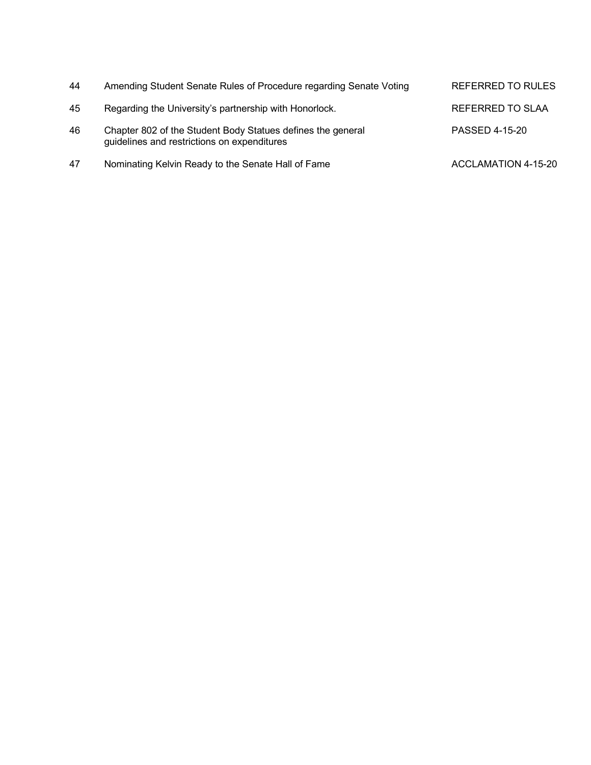| | | |
|---|---|---|
| 44 | Amending Student Senate Rules of Procedure regarding Senate Voting | REFERRED TO RULES |
| 45 | Regarding the University's partnership with Honorlock. | REFERRED TO SLAA |
| 46 | Chapter 802 of the Student Body Statues defines the general guidelines and restrictions on expenditures | PASSED 4-15-20 |
| 47 | Nominating Kelvin Ready to the Senate Hall of Fame | ACCLAMATION 4-15-20 |